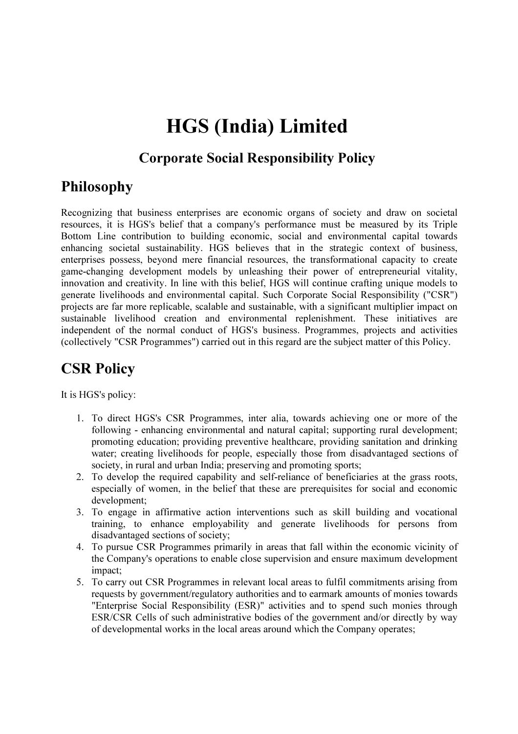# HGS (India) Limited

## Corporate Social Responsibility Policy

## Philosophy

Recognizing that business enterprises are economic organs of society and draw on societal resources, it is HGS's belief that a company's performance must be measured by its Triple Bottom Line contribution to building economic, social and environmental capital towards enhancing societal sustainability. HGS believes that in the strategic context of business, enterprises possess, beyond mere financial resources, the transformational capacity to create game-changing development models by unleashing their power of entrepreneurial vitality, innovation and creativity. In line with this belief, HGS will continue crafting unique models to generate livelihoods and environmental capital. Such Corporate Social Responsibility ("CSR") projects are far more replicable, scalable and sustainable, with a significant multiplier impact on sustainable livelihood creation and environmental replenishment. These initiatives are independent of the normal conduct of HGS's business. Programmes, projects and activities (collectively "CSR Programmes") carried out in this regard are the subject matter of this Policy.

## CSR Policy

It is HGS's policy:

1. To direct HGS's CSR Programmes, inter alia, towards achieving one or more of the following - enhancing environmental and natural capital; supporting rural development; promoting education; providing preventive healthcare, providing sanitation and drinking water; creating livelihoods for people, especially those from disadvantaged sections of society, in rural and urban India; preserving and promoting sports;
2. To develop the required capability and self-reliance of beneficiaries at the grass roots, especially of women, in the belief that these are prerequisites for social and economic development;
3. To engage in affirmative action interventions such as skill building and vocational training, to enhance employability and generate livelihoods for persons from disadvantaged sections of society;
4. To pursue CSR Programmes primarily in areas that fall within the economic vicinity of the Company's operations to enable close supervision and ensure maximum development impact;
5. To carry out CSR Programmes in relevant local areas to fulfil commitments arising from requests by government/regulatory authorities and to earmark amounts of monies towards "Enterprise Social Responsibility (ESR)" activities and to spend such monies through ESR/CSR Cells of such administrative bodies of the government and/or directly by way of developmental works in the local areas around which the Company operates;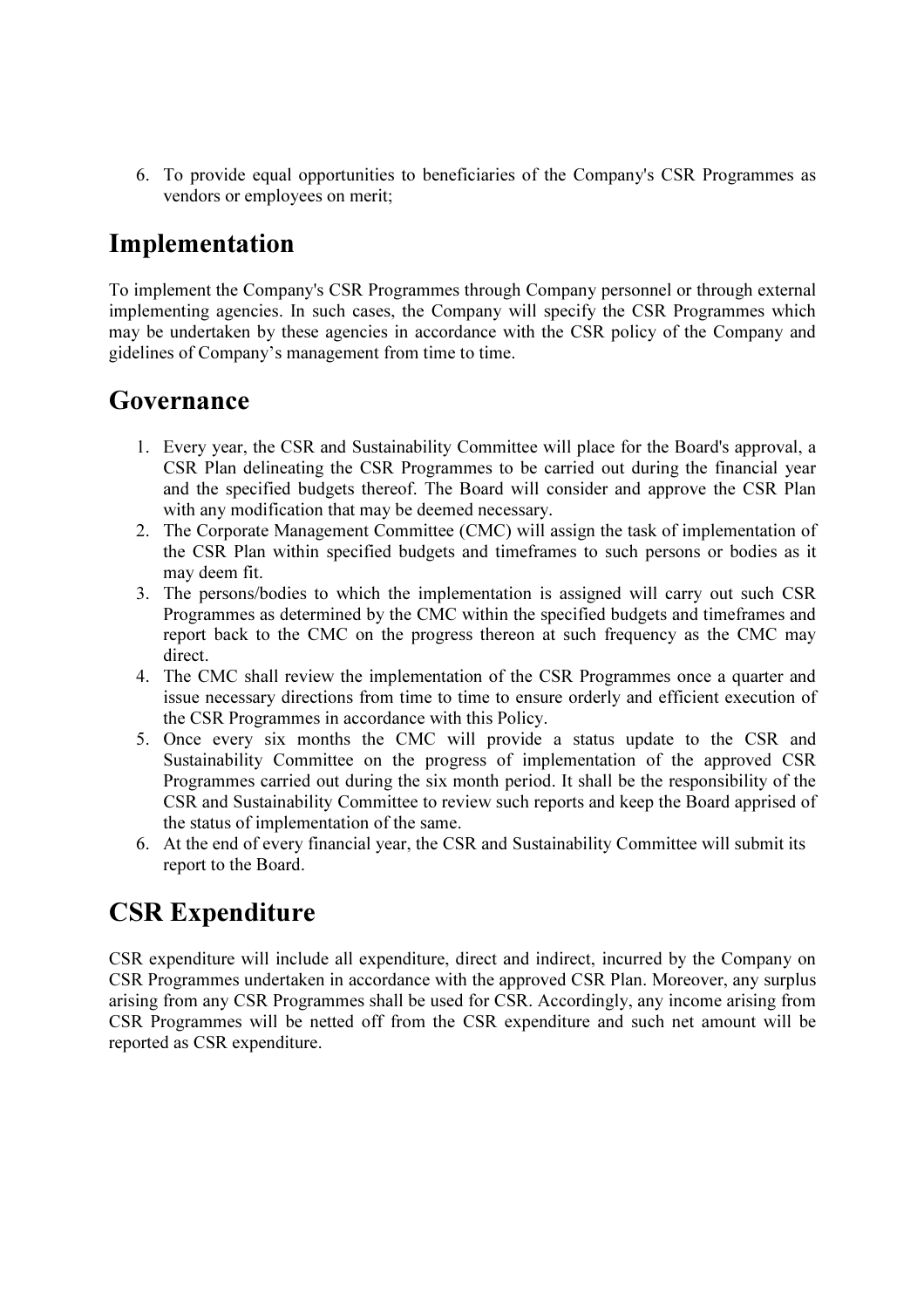6. To provide equal opportunities to beneficiaries of the Company's CSR Programmes as vendors or employees on merit;

## Implementation

To implement the Company's CSR Programmes through Company personnel or through external implementing agencies. In such cases, the Company will specify the CSR Programmes which may be undertaken by these agencies in accordance with the CSR policy of the Company and gidelines of Company's management from time to time.

## Governance

1. Every year, the CSR and Sustainability Committee will place for the Board's approval, a CSR Plan delineating the CSR Programmes to be carried out during the financial year and the specified budgets thereof. The Board will consider and approve the CSR Plan with any modification that may be deemed necessary.
2. The Corporate Management Committee (CMC) will assign the task of implementation of the CSR Plan within specified budgets and timeframes to such persons or bodies as it may deem fit.
3. The persons/bodies to which the implementation is assigned will carry out such CSR Programmes as determined by the CMC within the specified budgets and timeframes and report back to the CMC on the progress thereon at such frequency as the CMC may direct.
4. The CMC shall review the implementation of the CSR Programmes once a quarter and issue necessary directions from time to time to ensure orderly and efficient execution of the CSR Programmes in accordance with this Policy.
5. Once every six months the CMC will provide a status update to the CSR and Sustainability Committee on the progress of implementation of the approved CSR Programmes carried out during the six month period. It shall be the responsibility of the CSR and Sustainability Committee to review such reports and keep the Board apprised of the status of implementation of the same.
6. At the end of every financial year, the CSR and Sustainability Committee will submit its report to the Board.

## CSR Expenditure

CSR expenditure will include all expenditure, direct and indirect, incurred by the Company on CSR Programmes undertaken in accordance with the approved CSR Plan. Moreover, any surplus arising from any CSR Programmes shall be used for CSR. Accordingly, any income arising from CSR Programmes will be netted off from the CSR expenditure and such net amount will be reported as CSR expenditure.